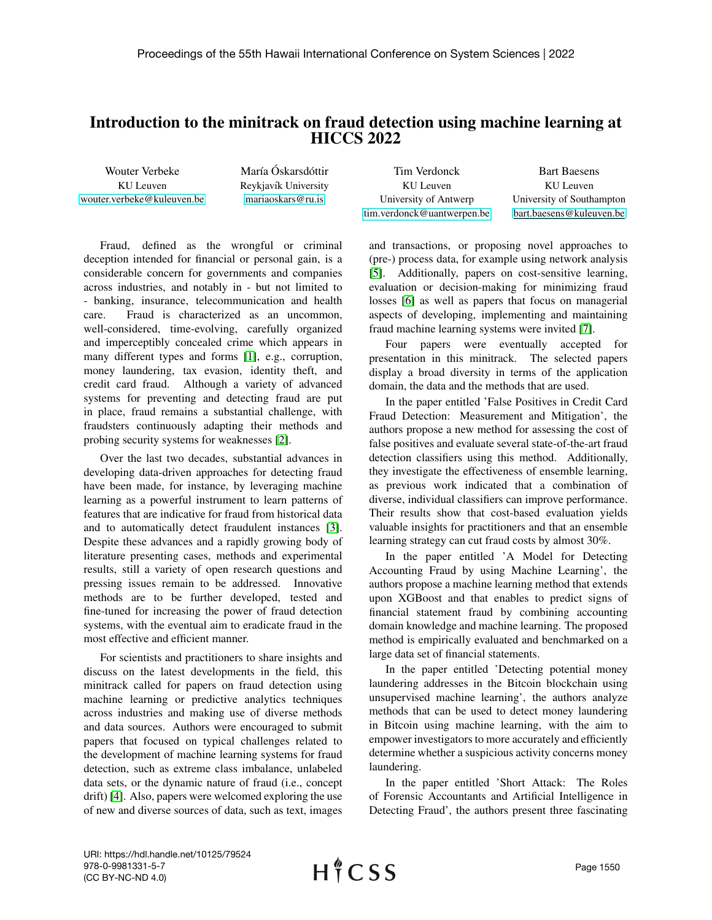# Introduction to the minitrack on fraud detection using machine learning at HICCS 2022

| Wouter Verbeke | María Óskarsdóttir | Tim Verdonck | Bart Baesens |
| --- | --- | --- | --- |
| KU Leuven | Reykjavík University | KU Leuven | KU Leuven |
| wouter.verbeke@kuleuven.be | mariaoskars@ru.is | University of Antwerp | University of Southampton |
| | | tim.verdonck@uantwerpen.be | bart.baesens@kuleuven.be |

Fraud, defined as the wrongful or criminal deception intended for financial or personal gain, is a considerable concern for governments and companies across industries, and notably in - but not limited to - banking, insurance, telecommunication and health care. Fraud is characterized as an uncommon, well-considered, time-evolving, carefully organized and imperceptibly concealed crime which appears in many different types and forms [1], e.g., corruption, money laundering, tax evasion, identity theft, and credit card fraud. Although a variety of advanced systems for preventing and detecting fraud are put in place, fraud remains a substantial challenge, with fraudsters continuously adapting their methods and probing security systems for weaknesses [2].

Over the last two decades, substantial advances in developing data-driven approaches for detecting fraud have been made, for instance, by leveraging machine learning as a powerful instrument to learn patterns of features that are indicative for fraud from historical data and to automatically detect fraudulent instances [3]. Despite these advances and a rapidly growing body of literature presenting cases, methods and experimental results, still a variety of open research questions and pressing issues remain to be addressed. Innovative methods are to be further developed, tested and fine-tuned for increasing the power of fraud detection systems, with the eventual aim to eradicate fraud in the most effective and efficient manner.

For scientists and practitioners to share insights and discuss on the latest developments in the field, this minitrack called for papers on fraud detection using machine learning or predictive analytics techniques across industries and making use of diverse methods and data sources. Authors were encouraged to submit papers that focused on typical challenges related to the development of machine learning systems for fraud detection, such as extreme class imbalance, unlabeled data sets, or the dynamic nature of fraud (i.e., concept drift) [4]. Also, papers were welcomed exploring the use of new and diverse sources of data, such as text, images and transactions, or proposing novel approaches to (pre-) process data, for example using network analysis [5]. Additionally, papers on cost-sensitive learning, evaluation or decision-making for minimizing fraud losses [6] as well as papers that focus on managerial aspects of developing, implementing and maintaining fraud machine learning systems were invited [7].

Four papers were eventually accepted for presentation in this minitrack. The selected papers display a broad diversity in terms of the application domain, the data and the methods that are used.

In the paper entitled 'False Positives in Credit Card Fraud Detection: Measurement and Mitigation', the authors propose a new method for assessing the cost of false positives and evaluate several state-of-the-art fraud detection classifiers using this method. Additionally, they investigate the effectiveness of ensemble learning, as previous work indicated that a combination of diverse, individual classifiers can improve performance. Their results show that cost-based evaluation yields valuable insights for practitioners and that an ensemble learning strategy can cut fraud costs by almost 30%.

In the paper entitled 'A Model for Detecting Accounting Fraud by using Machine Learning', the authors propose a machine learning method that extends upon XGBoost and that enables to predict signs of financial statement fraud by combining accounting domain knowledge and machine learning. The proposed method is empirically evaluated and benchmarked on a large data set of financial statements.

In the paper entitled 'Detecting potential money laundering addresses in the Bitcoin blockchain using unsupervised machine learning', the authors analyze methods that can be used to detect money laundering in Bitcoin using machine learning, with the aim to empower investigators to more accurately and efficiently determine whether a suspicious activity concerns money laundering.

In the paper entitled 'Short Attack: The Roles of Forensic Accountants and Artificial Intelligence in Detecting Fraud', the authors present three fascinating

URI: https://hdl.handle.net/10125/79524
978-0-9981331-5-7
(CC BY-NC-ND 4.0)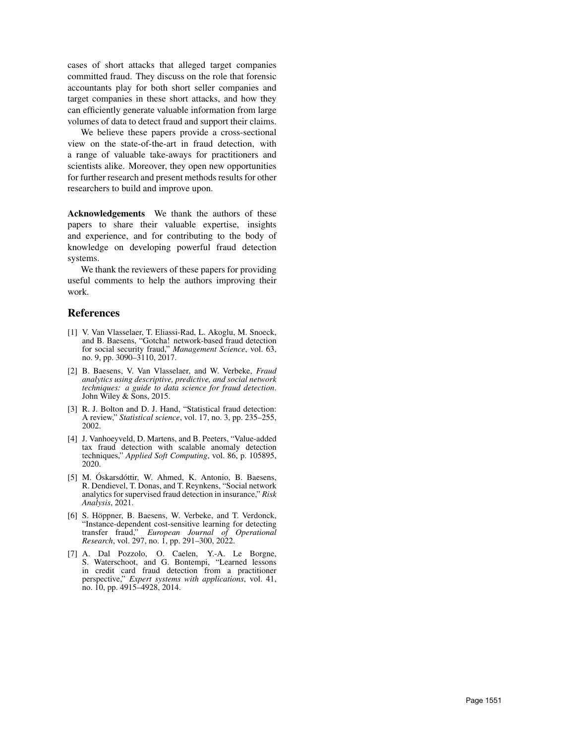cases of short attacks that alleged target companies committed fraud. They discuss on the role that forensic accountants play for both short seller companies and target companies in these short attacks, and how they can efficiently generate valuable information from large volumes of data to detect fraud and support their claims.

We believe these papers provide a cross-sectional view on the state-of-the-art in fraud detection, with a range of valuable take-aways for practitioners and scientists alike. Moreover, they open new opportunities for further research and present methods results for other researchers to build and improve upon.

**Acknowledgements** We thank the authors of these papers to share their valuable expertise, insights and experience, and for contributing to the body of knowledge on developing powerful fraud detection systems.

We thank the reviewers of these papers for providing useful comments to help the authors improving their work.

## References

[1] V. Van Vlasselaer, T. Eliassi-Rad, L. Akoglu, M. Snoeck, and B. Baesens, "Gotcha! network-based fraud detection for social security fraud," *Management Science*, vol. 63, no. 9, pp. 3090–3110, 2017.

[2] B. Baesens, V. Van Vlasselaer, and W. Verbeke, *Fraud analytics using descriptive, predictive, and social network techniques: a guide to data science for fraud detection*. John Wiley & Sons, 2015.

[3] R. J. Bolton and D. J. Hand, "Statistical fraud detection: A review," *Statistical science*, vol. 17, no. 3, pp. 235–255, 2002.

[4] J. Vanhoeyveld, D. Martens, and B. Peeters, "Value-added tax fraud detection with scalable anomaly detection techniques," *Applied Soft Computing*, vol. 86, p. 105895, 2020.

[5] M. Óskarsdóttir, W. Ahmed, K. Antonio, B. Baesens, R. Dendievel, T. Donas, and T. Reynkens, "Social network analytics for supervised fraud detection in insurance," *Risk Analysis*, 2021.

[6] S. Höppner, B. Baesens, W. Verbeke, and T. Verdonck, "Instance-dependent cost-sensitive learning for detecting transfer fraud," *European Journal of Operational Research*, vol. 297, no. 1, pp. 291–300, 2022.

[7] A. Dal Pozzolo, O. Caelen, Y.-A. Le Borgne, S. Waterschoot, and G. Bontempi, "Learned lessons in credit card fraud detection from a practitioner perspective," *Expert systems with applications*, vol. 41, no. 10, pp. 4915–4928, 2014.